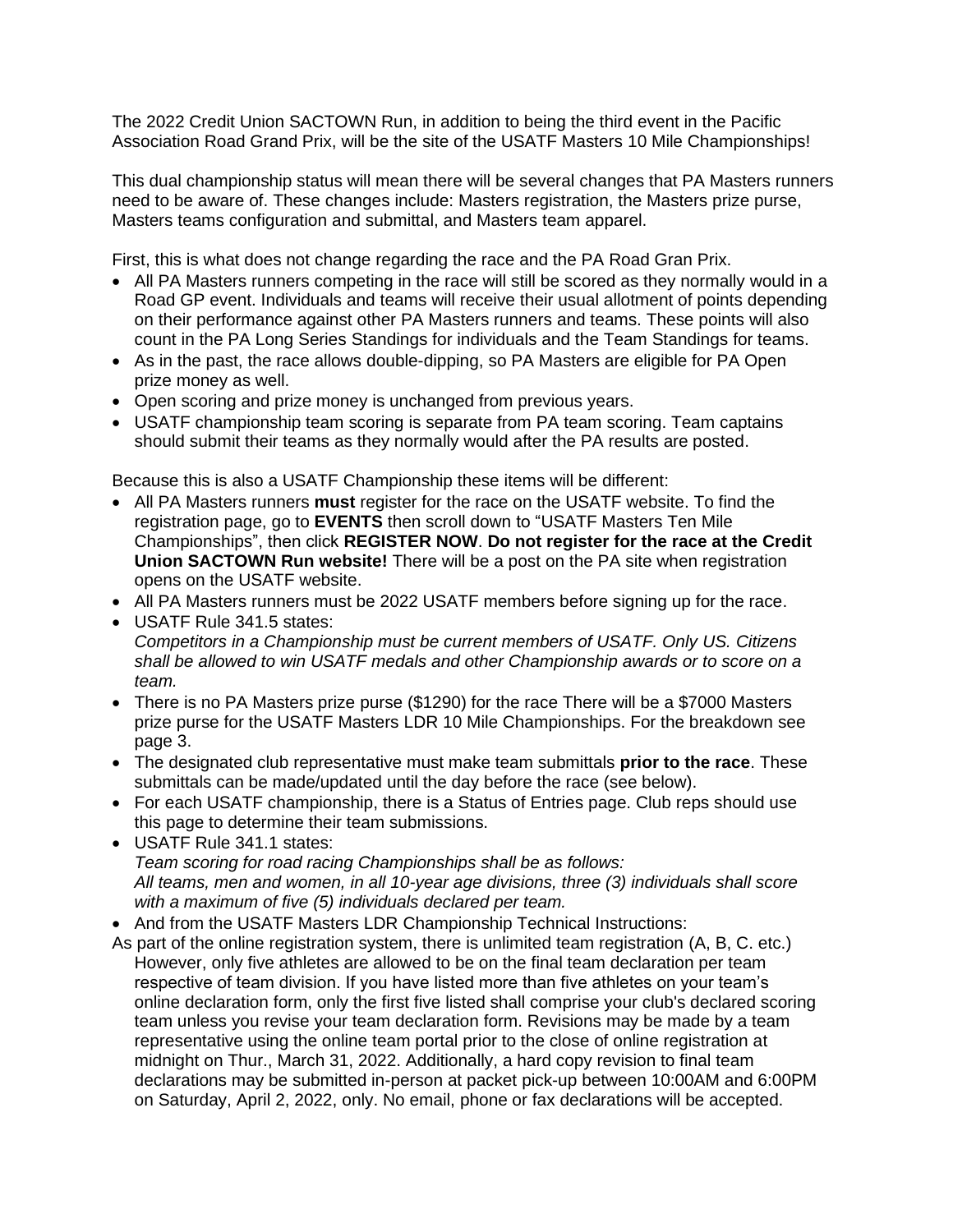The 2022 Credit Union SACTOWN Run, in addition to being the third event in the Pacific Association Road Grand Prix, will be the site of the USATF Masters 10 Mile Championships!

This dual championship status will mean there will be several changes that PA Masters runners need to be aware of. These changes include: Masters registration, the Masters prize purse, Masters teams configuration and submittal, and Masters team apparel.

First, this is what does not change regarding the race and the PA Road Gran Prix.

- All PA Masters runners competing in the race will still be scored as they normally would in a Road GP event. Individuals and teams will receive their usual allotment of points depending on their performance against other PA Masters runners and teams. These points will also count in the PA Long Series Standings for individuals and the Team Standings for teams.
- As in the past, the race allows double-dipping, so PA Masters are eligible for PA Open prize money as well.
- Open scoring and prize money is unchanged from previous years.
- USATF championship team scoring is separate from PA team scoring. Team captains should submit their teams as they normally would after the PA results are posted.

Because this is also a USATF Championship these items will be different:

- All PA Masters runners **must** register for the race on the USATF website. To find the registration page, go to **EVENTS** then scroll down to "USATF Masters Ten Mile Championships", then click **REGISTER NOW**. **Do not register for the race at the Credit Union SACTOWN Run website!** There will be a post on the PA site when registration opens on the USATF website.
- All PA Masters runners must be 2022 USATF members before signing up for the race.
- USATF Rule 341.5 states:
  *Competitors in a Championship must be current members of USATF. Only US. Citizens shall be allowed to win USATF medals and other Championship awards or to score on a team.*
- There is no PA Masters prize purse ($1290) for the race There will be a $7000 Masters prize purse for the USATF Masters LDR 10 Mile Championships. For the breakdown see page 3.
- The designated club representative must make team submittals **prior to the race**. These submittals can be made/updated until the day before the race (see below).
- For each USATF championship, there is a Status of Entries page. Club reps should use this page to determine their team submissions.
- USATF Rule 341.1 states:
  *Team scoring for road racing Championships shall be as follows:*
  *All teams, men and women, in all 10-year age divisions, three (3) individuals shall score with a maximum of five (5) individuals declared per team.*
- And from the USATF Masters LDR Championship Technical Instructions:

As part of the online registration system, there is unlimited team registration (A, B, C. etc.) However, only five athletes are allowed to be on the final team declaration per team respective of team division. If you have listed more than five athletes on your team's online declaration form, only the first five listed shall comprise your club's declared scoring team unless you revise your team declaration form. Revisions may be made by a team representative using the online team portal prior to the close of online registration at midnight on Thur., March 31, 2022. Additionally, a hard copy revision to final team declarations may be submitted in-person at packet pick-up between 10:00AM and 6:00PM on Saturday, April 2, 2022, only. No email, phone or fax declarations will be accepted.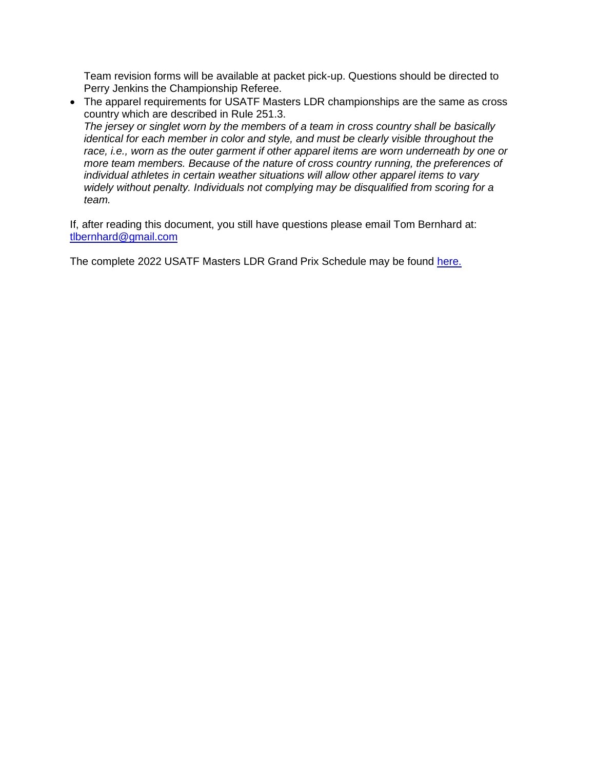Team revision forms will be available at packet pick-up. Questions should be directed to Perry Jenkins the Championship Referee.

- The apparel requirements for USATF Masters LDR championships are the same as cross country which are described in Rule 251.3.
  *The jersey or singlet worn by the members of a team in cross country shall be basically identical for each member in color and style, and must be clearly visible throughout the race, i.e., worn as the outer garment if other apparel items are worn underneath by one or more team members. Because of the nature of cross country running, the preferences of individual athletes in certain weather situations will allow other apparel items to vary widely without penalty. Individuals not complying may be disqualified from scoring for a team.*

If, after reading this document, you still have questions please email Tom Bernhard at: [tlbernhard@gmail.com](mailto:tlbernhard@gmail.com)

The complete 2022 USATF Masters LDR Grand Prix Schedule may be found [here.]()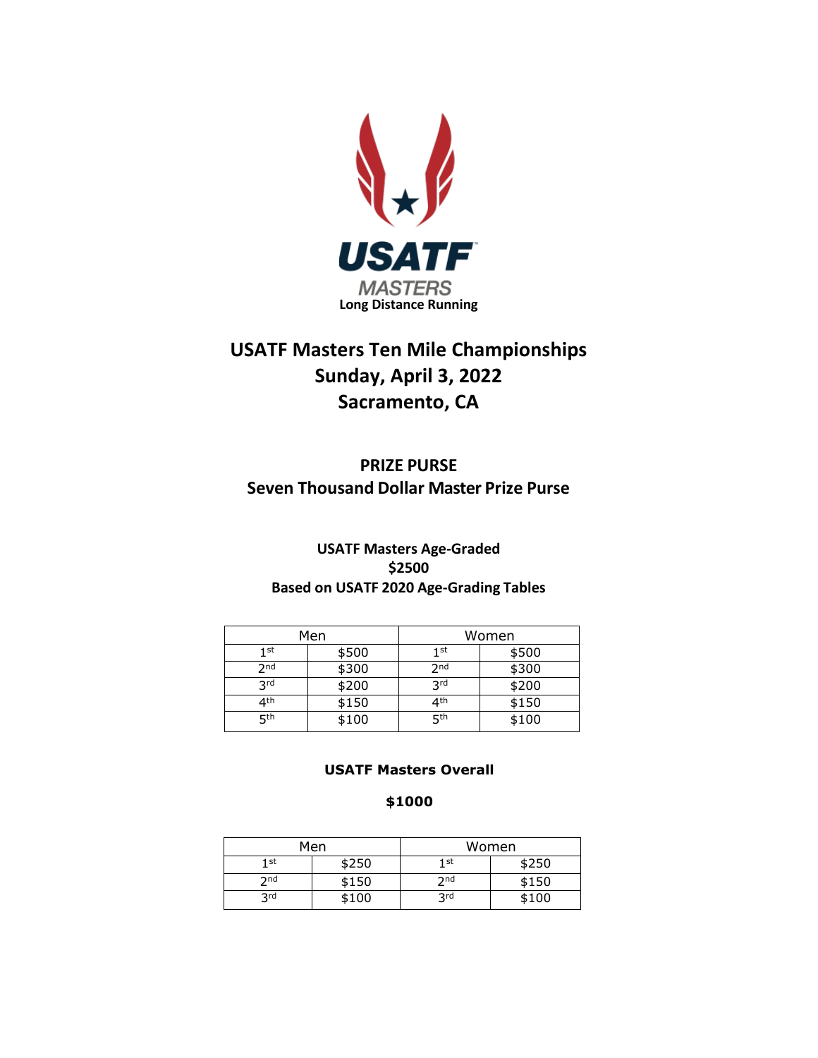USATF MASTERS
Long Distance Running

# USATF Masters Ten Mile Championships
# Sunday, April 3, 2022
# Sacramento, CA

## PRIZE PURSE
## Seven Thousand Dollar Master Prize Purse

### USATF Masters Age-Graded
### $2500
### Based on USATF 2020 Age-Grading Tables

| Men | | Women | |
|---|---|---|---|
| 1st | $500 | 1st | $500 |
| 2nd | $300 | 2nd | $300 |
| 3rd | $200 | 3rd | $200 |
| 4th | $150 | 4th | $150 |
| 5th | $100 | 5th | $100 |

### USATF Masters Overall

### $1000

| Men | | Women | |
|---|---|---|---|
| 1st | $250 | 1st | $250 |
| 2nd | $150 | 2nd | $150 |
| 3rd | $100 | 3rd | $100 |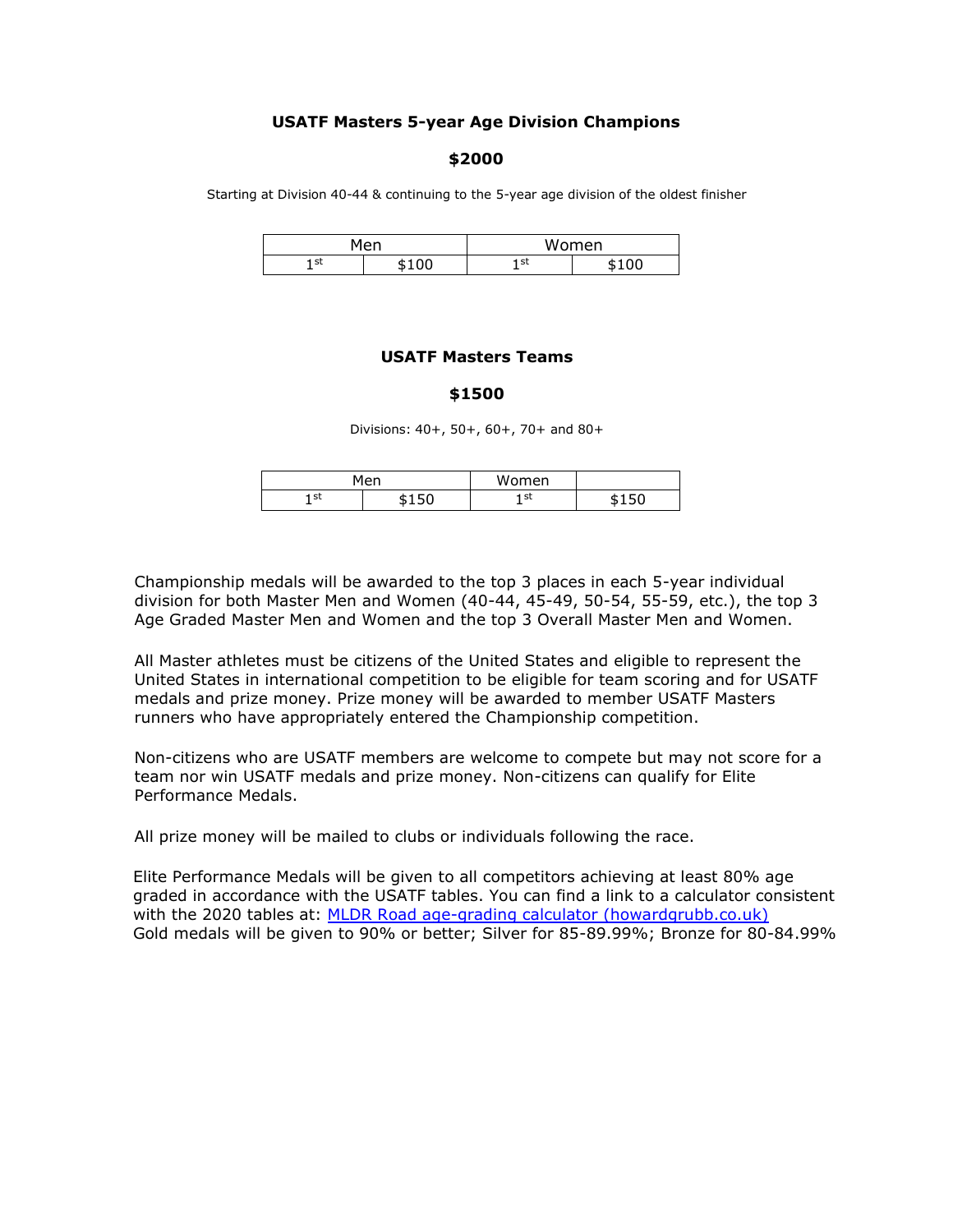**USATF Masters 5-year Age Division Champions**

**$2000**

Starting at Division 40-44 & continuing to the 5-year age division of the oldest finisher

| Men | | Women | |
|---|---|---|---|
| 1st | $100 | 1st | $100 |

**USATF Masters Teams**

**$1500**

Divisions: 40+, 50+, 60+, 70+ and 80+

| Men | | Women | |
|---|---|---|---|
| 1st | $150 | 1st | $150 |

Championship medals will be awarded to the top 3 places in each 5-year individual division for both Master Men and Women (40-44, 45-49, 50-54, 55-59, etc.), the top 3 Age Graded Master Men and Women and the top 3 Overall Master Men and Women.

All Master athletes must be citizens of the United States and eligible to represent the United States in international competition to be eligible for team scoring and for USATF medals and prize money. Prize money will be awarded to member USATF Masters runners who have appropriately entered the Championship competition.

Non-citizens who are USATF members are welcome to compete but may not score for a team nor win USATF medals and prize money. Non-citizens can qualify for Elite Performance Medals.

All prize money will be mailed to clubs or individuals following the race.

Elite Performance Medals will be given to all competitors achieving at least 80% age graded in accordance with the USATF tables. You can find a link to a calculator consistent with the 2020 tables at: MLDR Road age-grading calculator (howardgrubb.co.uk)
Gold medals will be given to 90% or better; Silver for 85-89.99%; Bronze for 80-84.99%